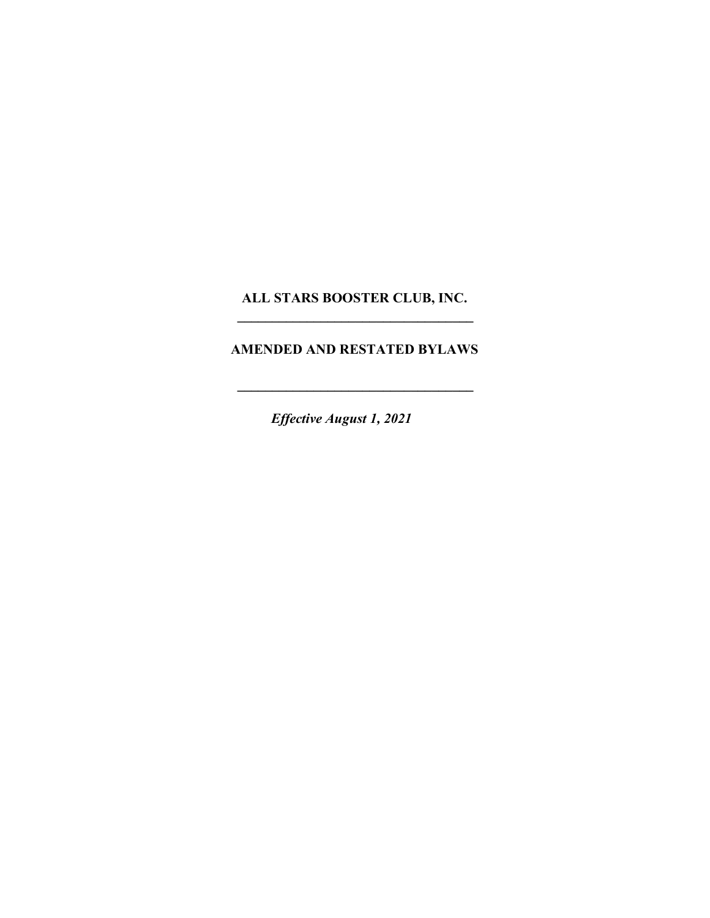# ALL STARS BOOSTER CLUB, INC.

---

## AMENDED AND RESTATED BYLAWS

---

***Effective August 1, 2021***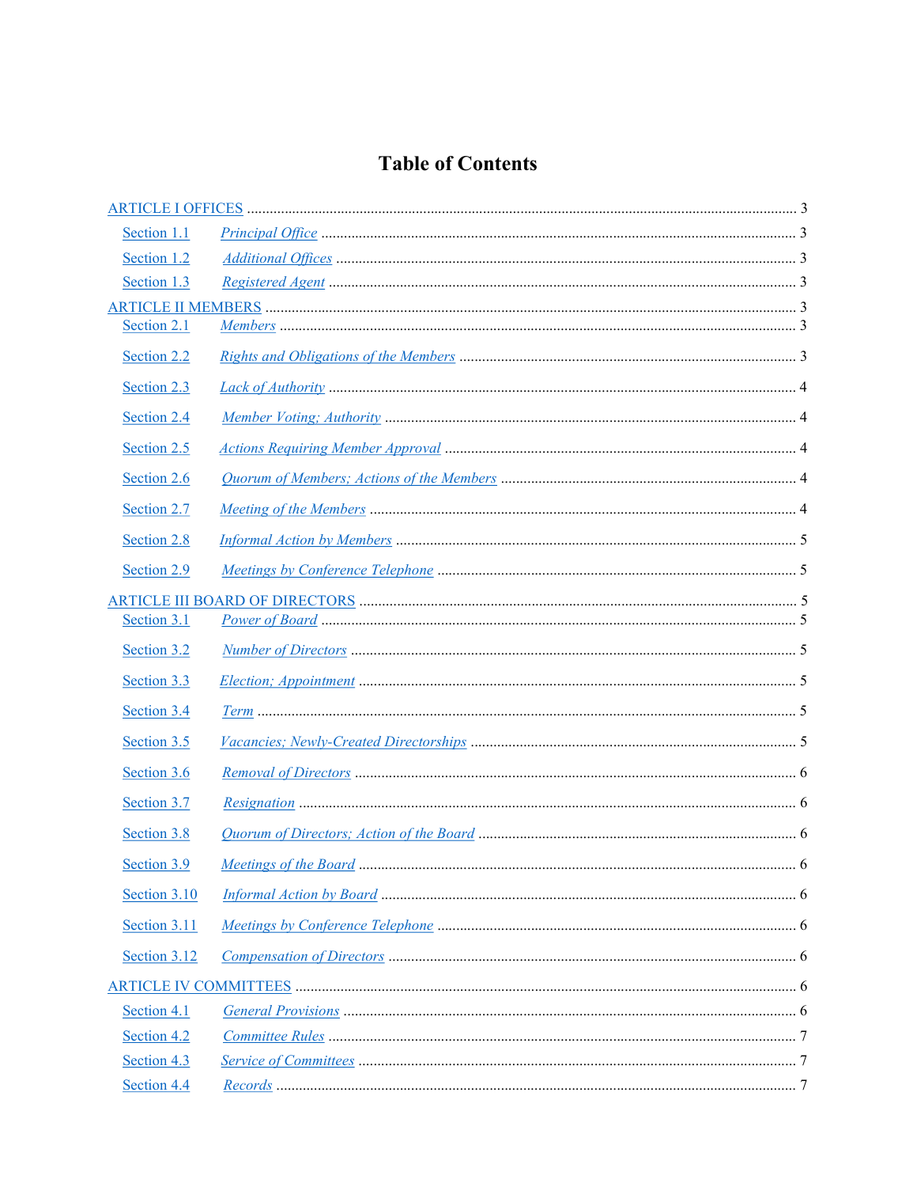# Table of Contents

ARTICLE I OFFICES ........................................................................................................ 3

- Section 1.1 *Principal Office* .............................................................................................. 3
- Section 1.2 *Additional Offices* ........................................................................................... 3
- Section 1.3 *Registered Agent* ............................................................................................ 3

ARTICLE II MEMBERS .................................................................................................... 3

- Section 2.1 *Members* .......................................................................................................... 3
- Section 2.2 *Rights and Obligations of the Members* ........................................................... 3
- Section 2.3 *Lack of Authority* ............................................................................................ 4
- Section 2.4 *Member Voting; Authority* ............................................................................... 4
- Section 2.5 *Actions Requiring Member Approval* ............................................................... 4
- Section 2.6 *Quorum of Members; Actions of the Members* ................................................ 4
- Section 2.7 *Meeting of the Members* .................................................................................. 4
- Section 2.8 *Informal Action by Members* ........................................................................... 5
- Section 2.9 *Meetings by Conference Telephone* ................................................................. 5

ARTICLE III BOARD OF DIRECTORS ............................................................................ 5

- Section 3.1 *Power of Board* ................................................................................................ 5
- Section 3.2 *Number of Directors* ........................................................................................ 5
- Section 3.3 *Election; Appointment* ...................................................................................... 5
- Section 3.4 *Term* ................................................................................................................. 5
- Section 3.5 *Vacancies; Newly-Created Directorships* ........................................................ 5
- Section 3.6 *Removal of Directors* ....................................................................................... 6
- Section 3.7 *Resignation* ...................................................................................................... 6
- Section 3.8 *Quorum of Directors; Action of the Board* ...................................................... 6
- Section 3.9 *Meetings of the Board* ...................................................................................... 6
- Section 3.10 *Informal Action by Board* .............................................................................. 6
- Section 3.11 *Meetings by Conference Telephone* ............................................................... 6
- Section 3.12 *Compensation of Directors* ............................................................................. 6

ARTICLE IV COMMITTEES ............................................................................................. 6

- Section 4.1 *General Provisions* ........................................................................................... 6
- Section 4.2 *Committee Rules* .............................................................................................. 7
- Section 4.3 *Service of Committees* ..................................................................................... 7
- Section 4.4 *Records* ............................................................................................................ 7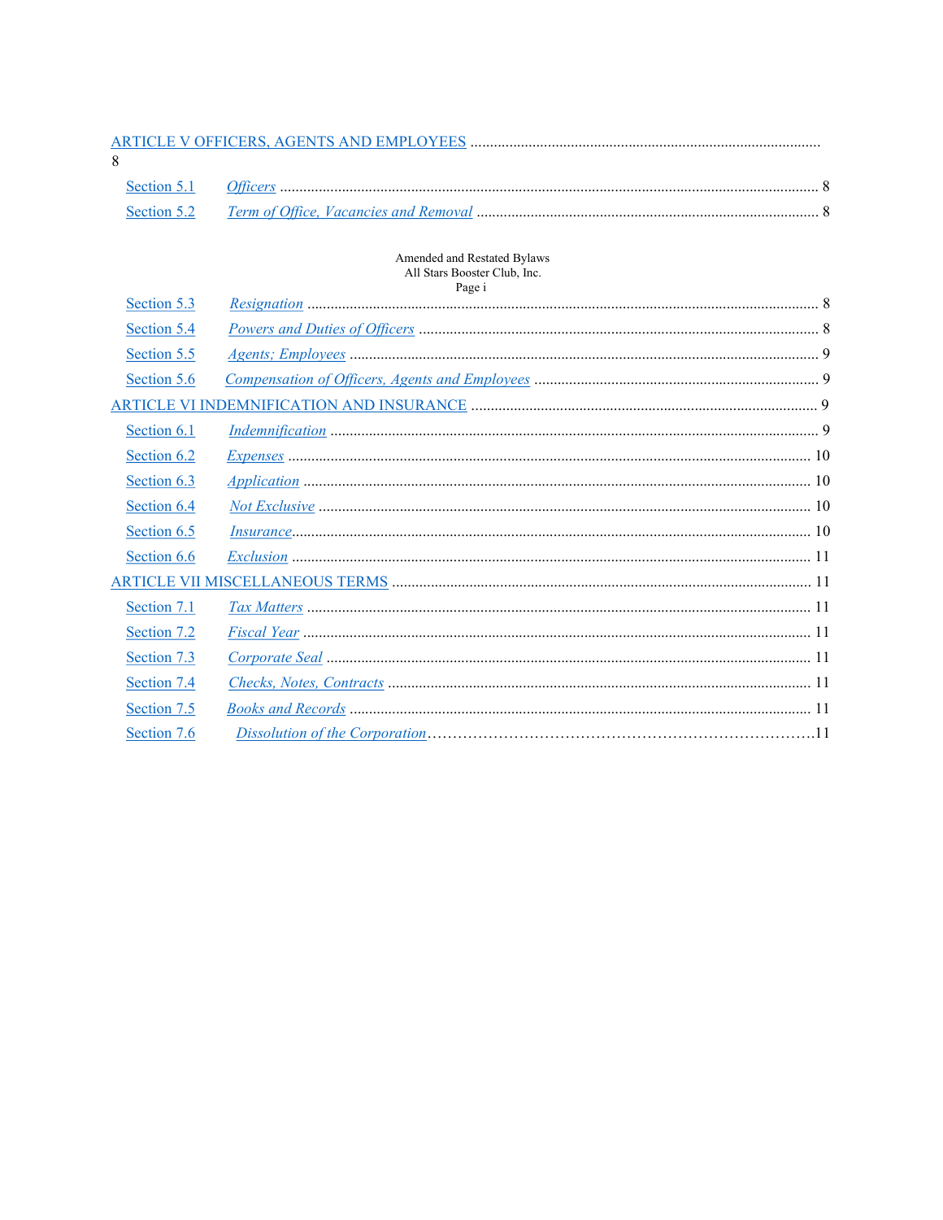ARTICLE V OFFICERS, AGENTS AND EMPLOYEES .......................................................................................... 8

Section 5.1 *Officers* ........................................................................................................................................... 8

Section 5.2 *Term of Office, Vacancies and Removal* ......................................................................................... 8

Section 5.3 *Resignation* ..................................................................................................................................... 8

Section 5.4 *Powers and Duties of Officers* ....................................................................................................... 8

Section 5.5 *Agents; Employees* ......................................................................................................................... 9

Section 5.6 *Compensation of Officers, Agents and Employees* .......................................................................... 9

ARTICLE VI INDEMNIFICATION AND INSURANCE ......................................................................................... 9

Section 6.1 *Indemnification* .............................................................................................................................. 9

Section 6.2 *Expenses* ....................................................................................................................................... 10

Section 6.3 *Application* .................................................................................................................................. 10

Section 6.4 *Not Exclusive* .............................................................................................................................. 10

Section 6.5 *Insurance*...................................................................................................................................... 10

Section 6.6 *Exclusion* ..................................................................................................................................... 11

ARTICLE VII MISCELLANEOUS TERMS ........................................................................................................... 11

Section 7.1 *Tax Matters* ................................................................................................................................. 11

Section 7.2 *Fiscal Year* .................................................................................................................................. 11

Section 7.3 *Corporate Seal* ............................................................................................................................ 11

Section 7.4 *Checks, Notes, Contracts* ............................................................................................................. 11

Section 7.5 *Books and Records* ...................................................................................................................... 11

Section 7.6 *Dissolution of the Corporation*…………………………………………………………………..11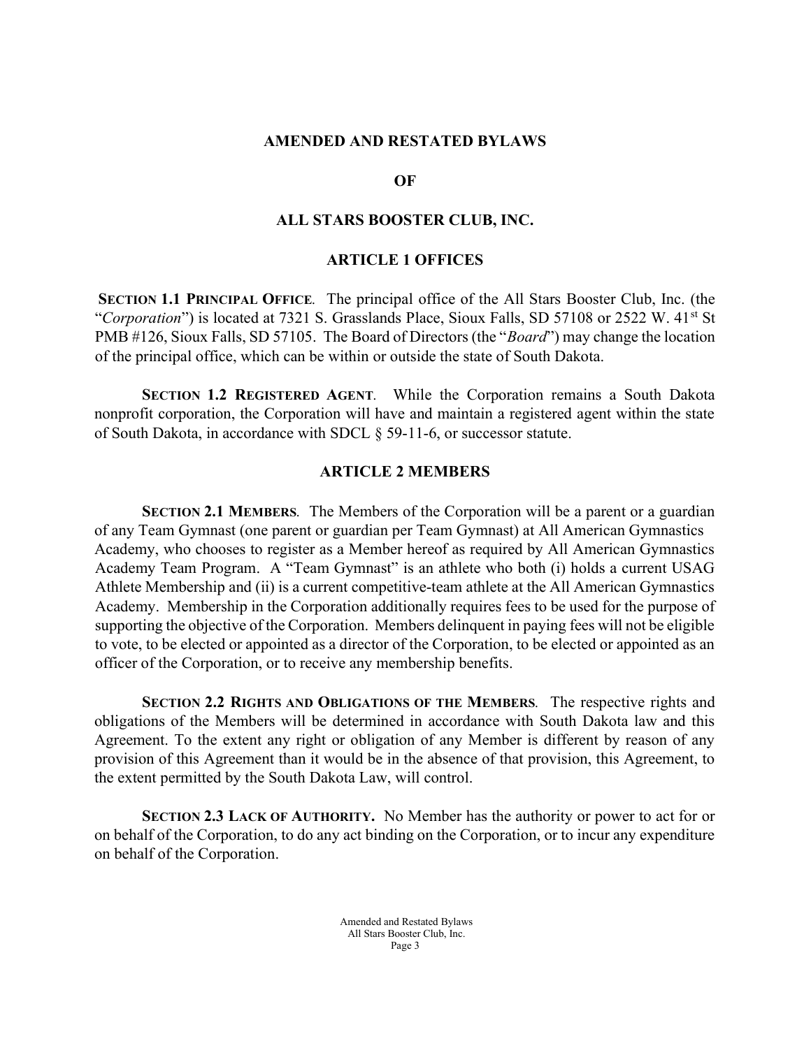## AMENDED AND RESTATED BYLAWS

## OF

## ALL STARS BOOSTER CLUB, INC.

### ARTICLE 1 OFFICES

**SECTION 1.1 PRINCIPAL OFFICE**. The principal office of the All Stars Booster Club, Inc. (the "*Corporation*") is located at 7321 S. Grasslands Place, Sioux Falls, SD 57108 or 2522 W. 41st St PMB #126, Sioux Falls, SD 57105. The Board of Directors (the "*Board*") may change the location of the principal office, which can be within or outside the state of South Dakota.

**SECTION 1.2 REGISTERED AGENT**. While the Corporation remains a South Dakota nonprofit corporation, the Corporation will have and maintain a registered agent within the state of South Dakota, in accordance with SDCL § 59-11-6, or successor statute.

### ARTICLE 2 MEMBERS

**SECTION 2.1 MEMBERS**. The Members of the Corporation will be a parent or a guardian of any Team Gymnast (one parent or guardian per Team Gymnast) at All American Gymnastics Academy, who chooses to register as a Member hereof as required by All American Gymnastics Academy Team Program. A "Team Gymnast" is an athlete who both (i) holds a current USAG Athlete Membership and (ii) is a current competitive-team athlete at the All American Gymnastics Academy. Membership in the Corporation additionally requires fees to be used for the purpose of supporting the objective of the Corporation. Members delinquent in paying fees will not be eligible to vote, to be elected or appointed as a director of the Corporation, to be elected or appointed as an officer of the Corporation, or to receive any membership benefits.

**SECTION 2.2 RIGHTS AND OBLIGATIONS OF THE MEMBERS**. The respective rights and obligations of the Members will be determined in accordance with South Dakota law and this Agreement. To the extent any right or obligation of any Member is different by reason of any provision of this Agreement than it would be in the absence of that provision, this Agreement, to the extent permitted by the South Dakota Law, will control.

**SECTION 2.3 LACK OF AUTHORITY.** No Member has the authority or power to act for or on behalf of the Corporation, to do any act binding on the Corporation, or to incur any expenditure on behalf of the Corporation.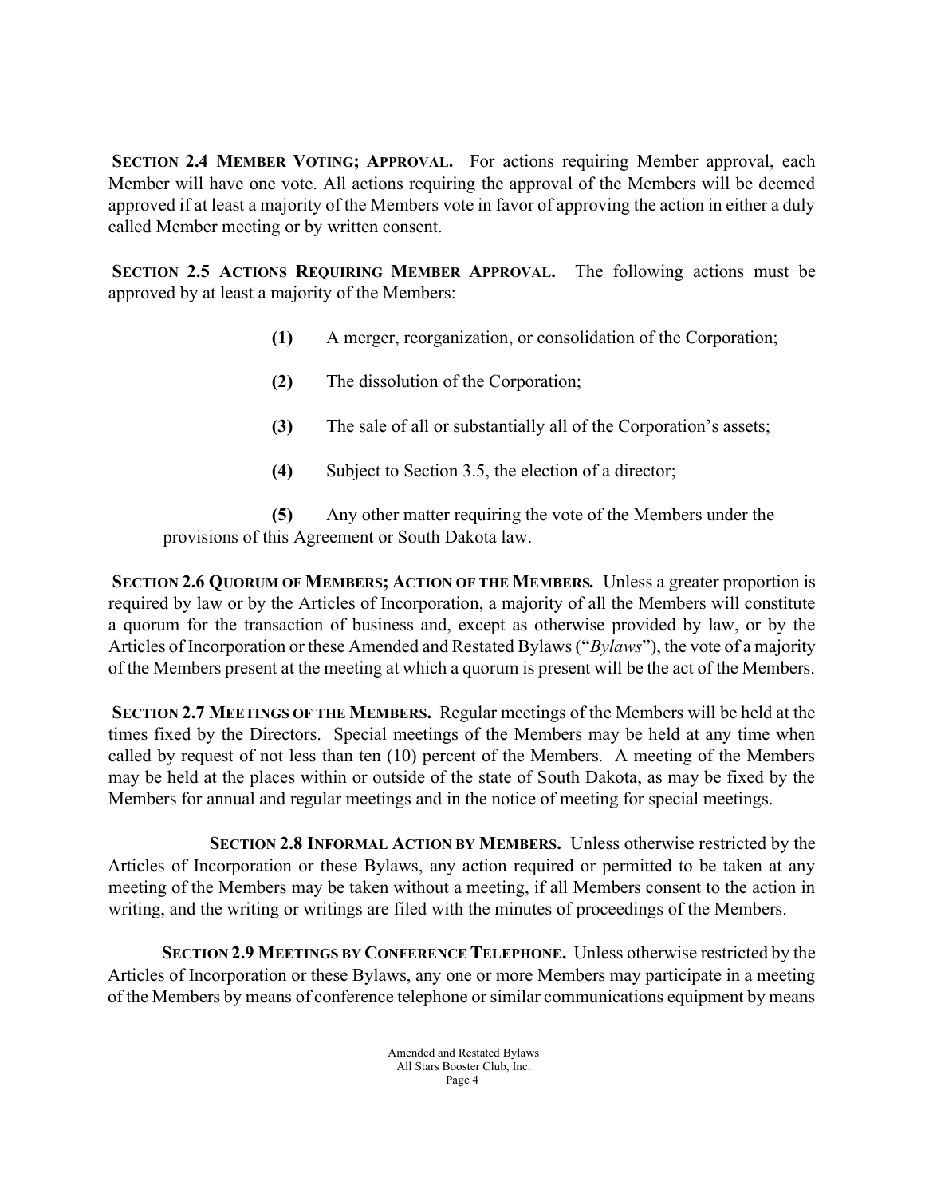**SECTION 2.4 MEMBER VOTING; APPROVAL.** For actions requiring Member approval, each Member will have one vote. All actions requiring the approval of the Members will be deemed approved if at least a majority of the Members vote in favor of approving the action in either a duly called Member meeting or by written consent.

**SECTION 2.5 ACTIONS REQUIRING MEMBER APPROVAL.** The following actions must be approved by at least a majority of the Members:

**(1)** A merger, reorganization, or consolidation of the Corporation;

**(2)** The dissolution of the Corporation;

**(3)** The sale of all or substantially all of the Corporation's assets;

**(4)** Subject to Section 3.5, the election of a director;

**(5)** Any other matter requiring the vote of the Members under the provisions of this Agreement or South Dakota law.

**SECTION 2.6 QUORUM OF MEMBERS; ACTION OF THE MEMBERS.** Unless a greater proportion is required by law or by the Articles of Incorporation, a majority of all the Members will constitute a quorum for the transaction of business and, except as otherwise provided by law, or by the Articles of Incorporation or these Amended and Restated Bylaws ("*Bylaws*"), the vote of a majority of the Members present at the meeting at which a quorum is present will be the act of the Members.

**SECTION 2.7 MEETINGS OF THE MEMBERS.** Regular meetings of the Members will be held at the times fixed by the Directors. Special meetings of the Members may be held at any time when called by request of not less than ten (10) percent of the Members. A meeting of the Members may be held at the places within or outside of the state of South Dakota, as may be fixed by the Members for annual and regular meetings and in the notice of meeting for special meetings.

**SECTION 2.8 INFORMAL ACTION BY MEMBERS.** Unless otherwise restricted by the Articles of Incorporation or these Bylaws, any action required or permitted to be taken at any meeting of the Members may be taken without a meeting, if all Members consent to the action in writing, and the writing or writings are filed with the minutes of proceedings of the Members.

**SECTION 2.9 MEETINGS BY CONFERENCE TELEPHONE.** Unless otherwise restricted by the Articles of Incorporation or these Bylaws, any one or more Members may participate in a meeting of the Members by means of conference telephone or similar communications equipment by means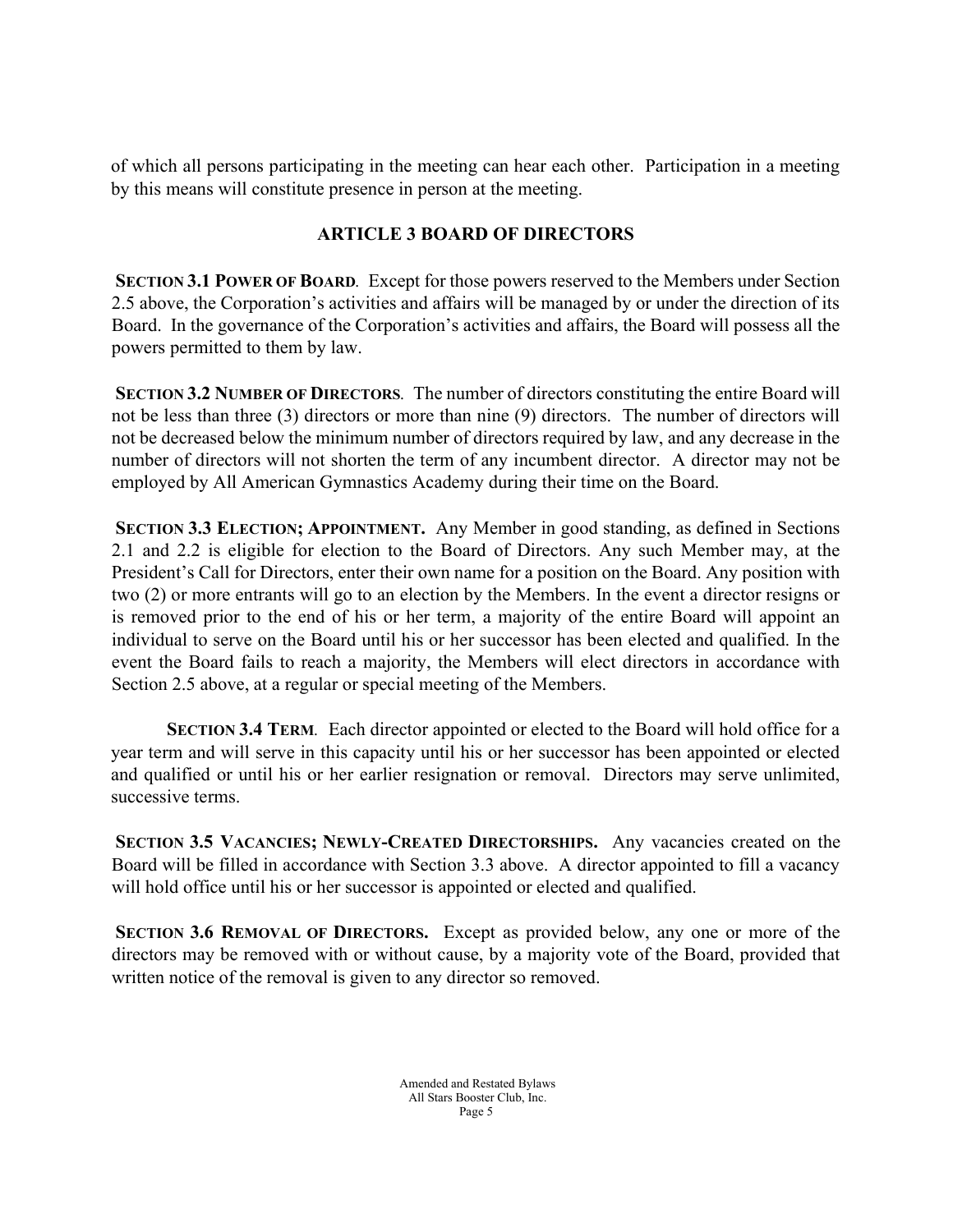of which all persons participating in the meeting can hear each other. Participation in a meeting by this means will constitute presence in person at the meeting.

## ARTICLE 3 BOARD OF DIRECTORS

**SECTION 3.1 POWER OF BOARD**. Except for those powers reserved to the Members under Section 2.5 above, the Corporation's activities and affairs will be managed by or under the direction of its Board. In the governance of the Corporation's activities and affairs, the Board will possess all the powers permitted to them by law.

**SECTION 3.2 NUMBER OF DIRECTORS**. The number of directors constituting the entire Board will not be less than three (3) directors or more than nine (9) directors. The number of directors will not be decreased below the minimum number of directors required by law, and any decrease in the number of directors will not shorten the term of any incumbent director. A director may not be employed by All American Gymnastics Academy during their time on the Board.

**SECTION 3.3 ELECTION; APPOINTMENT.** Any Member in good standing, as defined in Sections 2.1 and 2.2 is eligible for election to the Board of Directors. Any such Member may, at the President's Call for Directors, enter their own name for a position on the Board. Any position with two (2) or more entrants will go to an election by the Members. In the event a director resigns or is removed prior to the end of his or her term, a majority of the entire Board will appoint an individual to serve on the Board until his or her successor has been elected and qualified. In the event the Board fails to reach a majority, the Members will elect directors in accordance with Section 2.5 above, at a regular or special meeting of the Members.

**SECTION 3.4 TERM**. Each director appointed or elected to the Board will hold office for a year term and will serve in this capacity until his or her successor has been appointed or elected and qualified or until his or her earlier resignation or removal. Directors may serve unlimited, successive terms.

**SECTION 3.5 VACANCIES; NEWLY-CREATED DIRECTORSHIPS.** Any vacancies created on the Board will be filled in accordance with Section 3.3 above. A director appointed to fill a vacancy will hold office until his or her successor is appointed or elected and qualified.

**SECTION 3.6 REMOVAL OF DIRECTORS.** Except as provided below, any one or more of the directors may be removed with or without cause, by a majority vote of the Board, provided that written notice of the removal is given to any director so removed.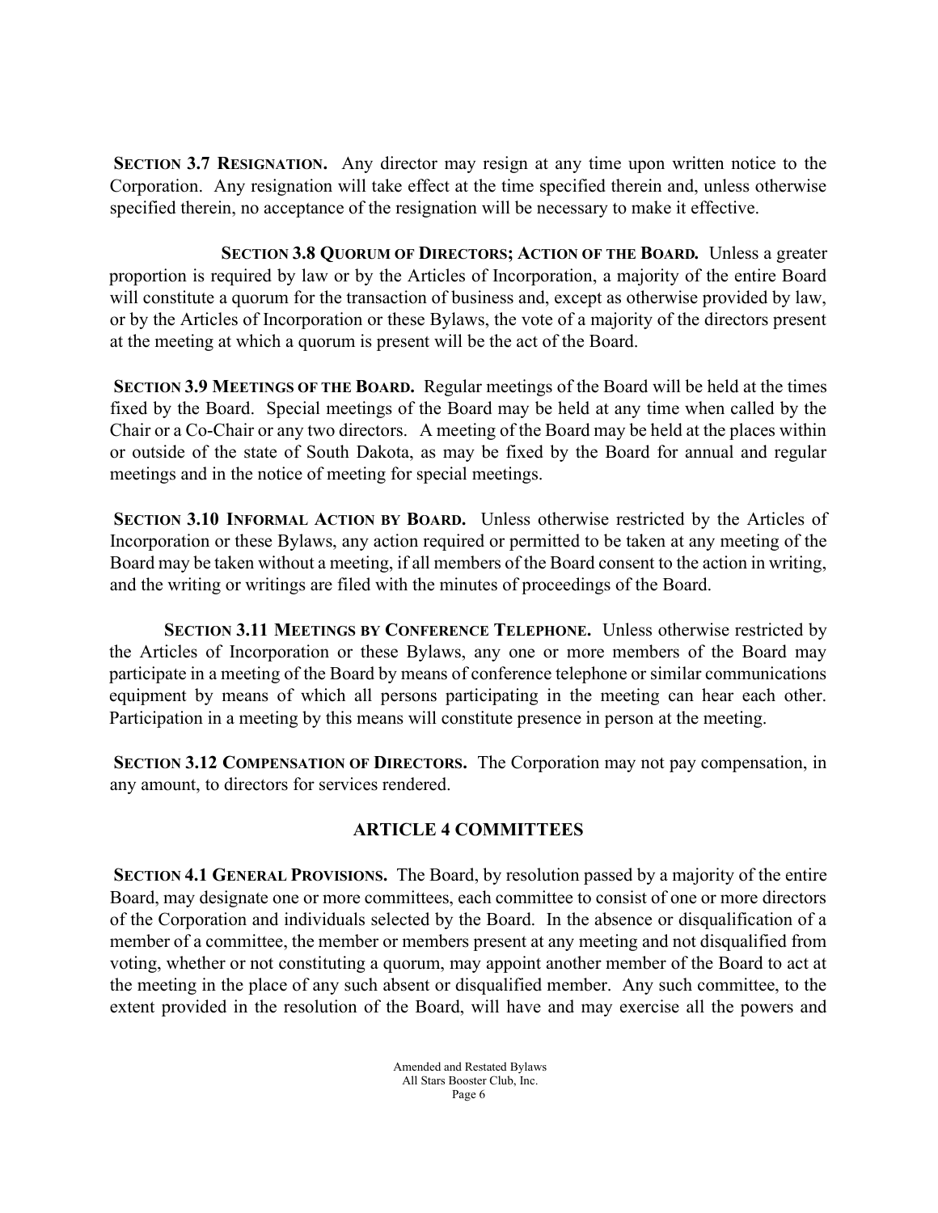**SECTION 3.7 RESIGNATION.** Any director may resign at any time upon written notice to the Corporation. Any resignation will take effect at the time specified therein and, unless otherwise specified therein, no acceptance of the resignation will be necessary to make it effective.

**SECTION 3.8 QUORUM OF DIRECTORS; ACTION OF THE BOARD.** Unless a greater proportion is required by law or by the Articles of Incorporation, a majority of the entire Board will constitute a quorum for the transaction of business and, except as otherwise provided by law, or by the Articles of Incorporation or these Bylaws, the vote of a majority of the directors present at the meeting at which a quorum is present will be the act of the Board.

**SECTION 3.9 MEETINGS OF THE BOARD.** Regular meetings of the Board will be held at the times fixed by the Board. Special meetings of the Board may be held at any time when called by the Chair or a Co-Chair or any two directors. A meeting of the Board may be held at the places within or outside of the state of South Dakota, as may be fixed by the Board for annual and regular meetings and in the notice of meeting for special meetings.

**SECTION 3.10 INFORMAL ACTION BY BOARD.** Unless otherwise restricted by the Articles of Incorporation or these Bylaws, any action required or permitted to be taken at any meeting of the Board may be taken without a meeting, if all members of the Board consent to the action in writing, and the writing or writings are filed with the minutes of proceedings of the Board.

**SECTION 3.11 MEETINGS BY CONFERENCE TELEPHONE.** Unless otherwise restricted by the Articles of Incorporation or these Bylaws, any one or more members of the Board may participate in a meeting of the Board by means of conference telephone or similar communications equipment by means of which all persons participating in the meeting can hear each other. Participation in a meeting by this means will constitute presence in person at the meeting.

**SECTION 3.12 COMPENSATION OF DIRECTORS.** The Corporation may not pay compensation, in any amount, to directors for services rendered.

## ARTICLE 4 COMMITTEES

**SECTION 4.1 GENERAL PROVISIONS.** The Board, by resolution passed by a majority of the entire Board, may designate one or more committees, each committee to consist of one or more directors of the Corporation and individuals selected by the Board. In the absence or disqualification of a member of a committee, the member or members present at any meeting and not disqualified from voting, whether or not constituting a quorum, may appoint another member of the Board to act at the meeting in the place of any such absent or disqualified member. Any such committee, to the extent provided in the resolution of the Board, will have and may exercise all the powers and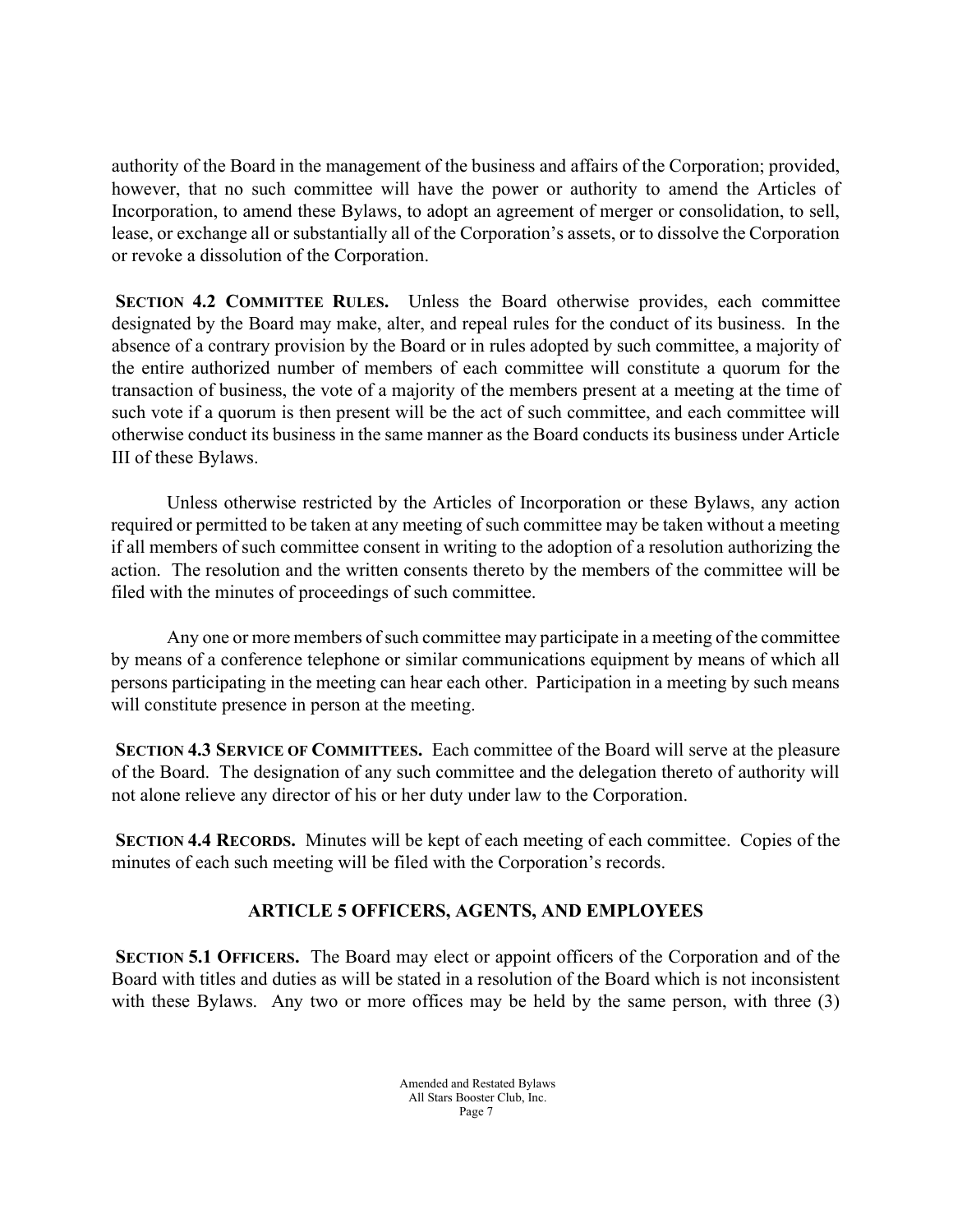authority of the Board in the management of the business and affairs of the Corporation; provided, however, that no such committee will have the power or authority to amend the Articles of Incorporation, to amend these Bylaws, to adopt an agreement of merger or consolidation, to sell, lease, or exchange all or substantially all of the Corporation's assets, or to dissolve the Corporation or revoke a dissolution of the Corporation.

**SECTION 4.2 COMMITTEE RULES.** Unless the Board otherwise provides, each committee designated by the Board may make, alter, and repeal rules for the conduct of its business. In the absence of a contrary provision by the Board or in rules adopted by such committee, a majority of the entire authorized number of members of each committee will constitute a quorum for the transaction of business, the vote of a majority of the members present at a meeting at the time of such vote if a quorum is then present will be the act of such committee, and each committee will otherwise conduct its business in the same manner as the Board conducts its business under Article III of these Bylaws.

Unless otherwise restricted by the Articles of Incorporation or these Bylaws, any action required or permitted to be taken at any meeting of such committee may be taken without a meeting if all members of such committee consent in writing to the adoption of a resolution authorizing the action. The resolution and the written consents thereto by the members of the committee will be filed with the minutes of proceedings of such committee.

Any one or more members of such committee may participate in a meeting of the committee by means of a conference telephone or similar communications equipment by means of which all persons participating in the meeting can hear each other. Participation in a meeting by such means will constitute presence in person at the meeting.

**SECTION 4.3 SERVICE OF COMMITTEES.** Each committee of the Board will serve at the pleasure of the Board. The designation of any such committee and the delegation thereto of authority will not alone relieve any director of his or her duty under law to the Corporation.

**SECTION 4.4 RECORDS.** Minutes will be kept of each meeting of each committee. Copies of the minutes of each such meeting will be filed with the Corporation's records.

## ARTICLE 5 OFFICERS, AGENTS, AND EMPLOYEES

**SECTION 5.1 OFFICERS.** The Board may elect or appoint officers of the Corporation and of the Board with titles and duties as will be stated in a resolution of the Board which is not inconsistent with these Bylaws. Any two or more offices may be held by the same person, with three (3)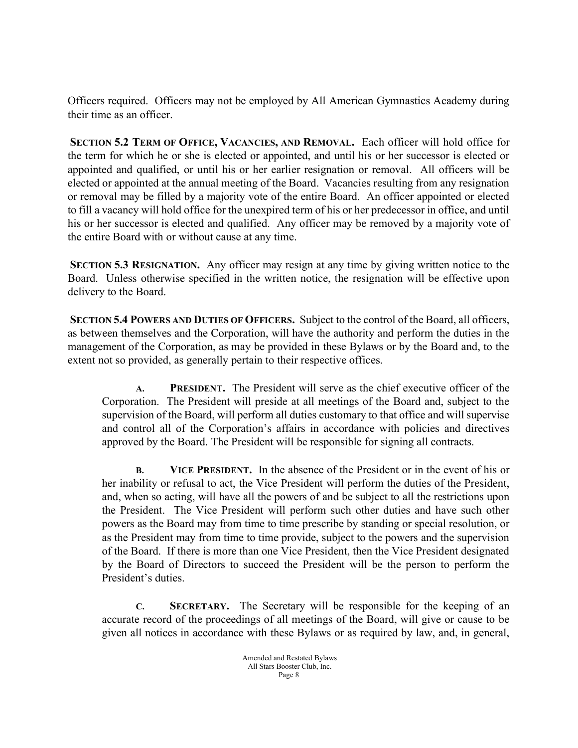Officers required. Officers may not be employed by All American Gymnastics Academy during their time as an officer.

**SECTION 5.2 TERM OF OFFICE, VACANCIES, AND REMOVAL.** Each officer will hold office for the term for which he or she is elected or appointed, and until his or her successor is elected or appointed and qualified, or until his or her earlier resignation or removal. All officers will be elected or appointed at the annual meeting of the Board. Vacancies resulting from any resignation or removal may be filled by a majority vote of the entire Board. An officer appointed or elected to fill a vacancy will hold office for the unexpired term of his or her predecessor in office, and until his or her successor is elected and qualified. Any officer may be removed by a majority vote of the entire Board with or without cause at any time.

**SECTION 5.3 RESIGNATION.** Any officer may resign at any time by giving written notice to the Board. Unless otherwise specified in the written notice, the resignation will be effective upon delivery to the Board.

**SECTION 5.4 POWERS AND DUTIES OF OFFICERS.** Subject to the control of the Board, all officers, as between themselves and the Corporation, will have the authority and perform the duties in the management of the Corporation, as may be provided in these Bylaws or by the Board and, to the extent not so provided, as generally pertain to their respective offices.

> **A. PRESIDENT.** The President will serve as the chief executive officer of the Corporation. The President will preside at all meetings of the Board and, subject to the supervision of the Board, will perform all duties customary to that office and will supervise and control all of the Corporation's affairs in accordance with policies and directives approved by the Board. The President will be responsible for signing all contracts.

> **B. VICE PRESIDENT.** In the absence of the President or in the event of his or her inability or refusal to act, the Vice President will perform the duties of the President, and, when so acting, will have all the powers of and be subject to all the restrictions upon the President. The Vice President will perform such other duties and have such other powers as the Board may from time to time prescribe by standing or special resolution, or as the President may from time to time provide, subject to the powers and the supervision of the Board. If there is more than one Vice President, then the Vice President designated by the Board of Directors to succeed the President will be the person to perform the President's duties.

> **C. SECRETARY.** The Secretary will be responsible for the keeping of an accurate record of the proceedings of all meetings of the Board, will give or cause to be given all notices in accordance with these Bylaws or as required by law, and, in general,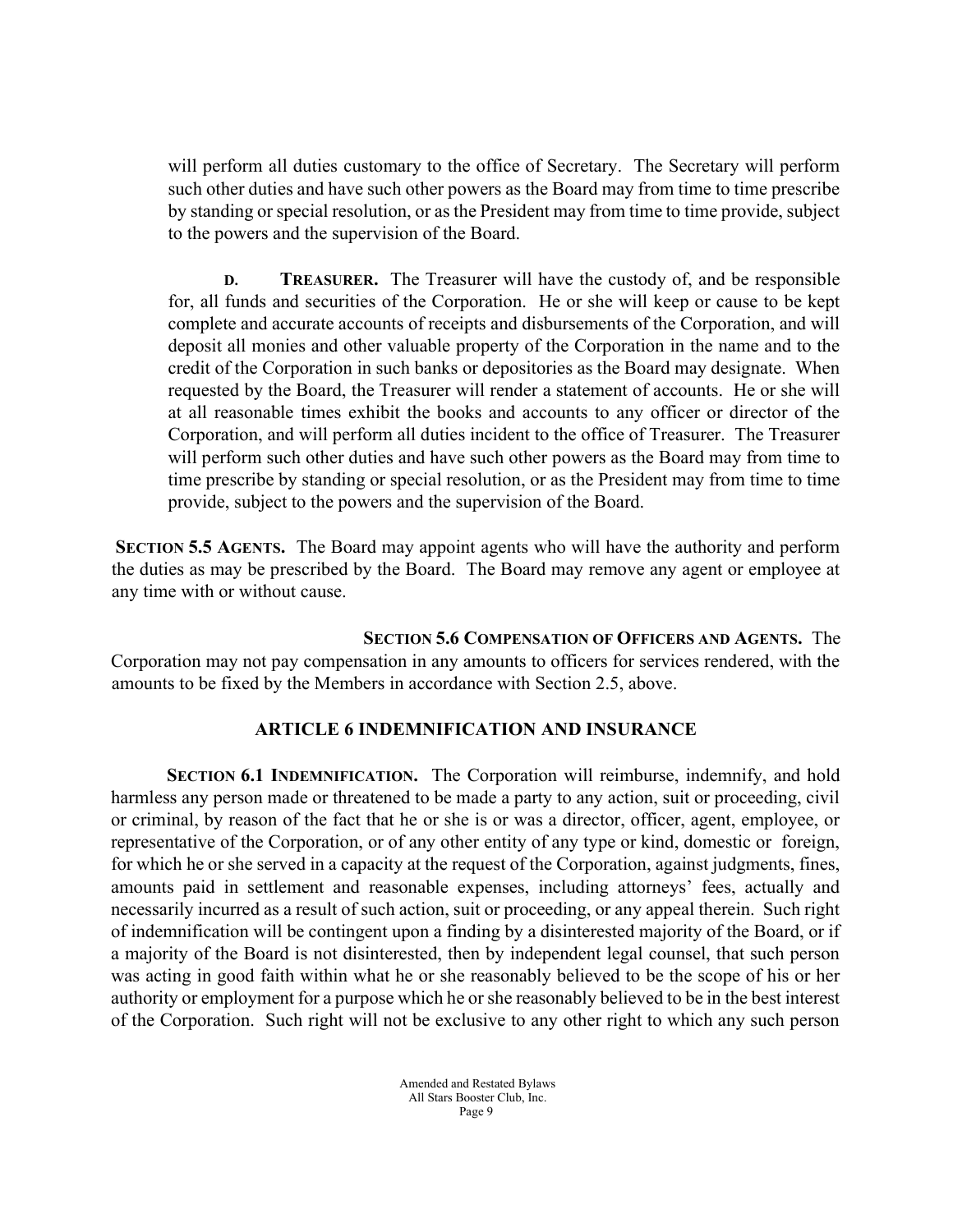will perform all duties customary to the office of Secretary. The Secretary will perform such other duties and have such other powers as the Board may from time to time prescribe by standing or special resolution, or as the President may from time to time provide, subject to the powers and the supervision of the Board.

**D. TREASURER.** The Treasurer will have the custody of, and be responsible for, all funds and securities of the Corporation. He or she will keep or cause to be kept complete and accurate accounts of receipts and disbursements of the Corporation, and will deposit all monies and other valuable property of the Corporation in the name and to the credit of the Corporation in such banks or depositories as the Board may designate. When requested by the Board, the Treasurer will render a statement of accounts. He or she will at all reasonable times exhibit the books and accounts to any officer or director of the Corporation, and will perform all duties incident to the office of Treasurer. The Treasurer will perform such other duties and have such other powers as the Board may from time to time prescribe by standing or special resolution, or as the President may from time to time provide, subject to the powers and the supervision of the Board.

**SECTION 5.5 AGENTS.** The Board may appoint agents who will have the authority and perform the duties as may be prescribed by the Board. The Board may remove any agent or employee at any time with or without cause.

**SECTION 5.6 COMPENSATION OF OFFICERS AND AGENTS.** The Corporation may not pay compensation in any amounts to officers for services rendered, with the amounts to be fixed by the Members in accordance with Section 2.5, above.

## ARTICLE 6 INDEMNIFICATION AND INSURANCE

**SECTION 6.1 INDEMNIFICATION.** The Corporation will reimburse, indemnify, and hold harmless any person made or threatened to be made a party to any action, suit or proceeding, civil or criminal, by reason of the fact that he or she is or was a director, officer, agent, employee, or representative of the Corporation, or of any other entity of any type or kind, domestic or foreign, for which he or she served in a capacity at the request of the Corporation, against judgments, fines, amounts paid in settlement and reasonable expenses, including attorneys' fees, actually and necessarily incurred as a result of such action, suit or proceeding, or any appeal therein. Such right of indemnification will be contingent upon a finding by a disinterested majority of the Board, or if a majority of the Board is not disinterested, then by independent legal counsel, that such person was acting in good faith within what he or she reasonably believed to be the scope of his or her authority or employment for a purpose which he or she reasonably believed to be in the best interest of the Corporation. Such right will not be exclusive to any other right to which any such person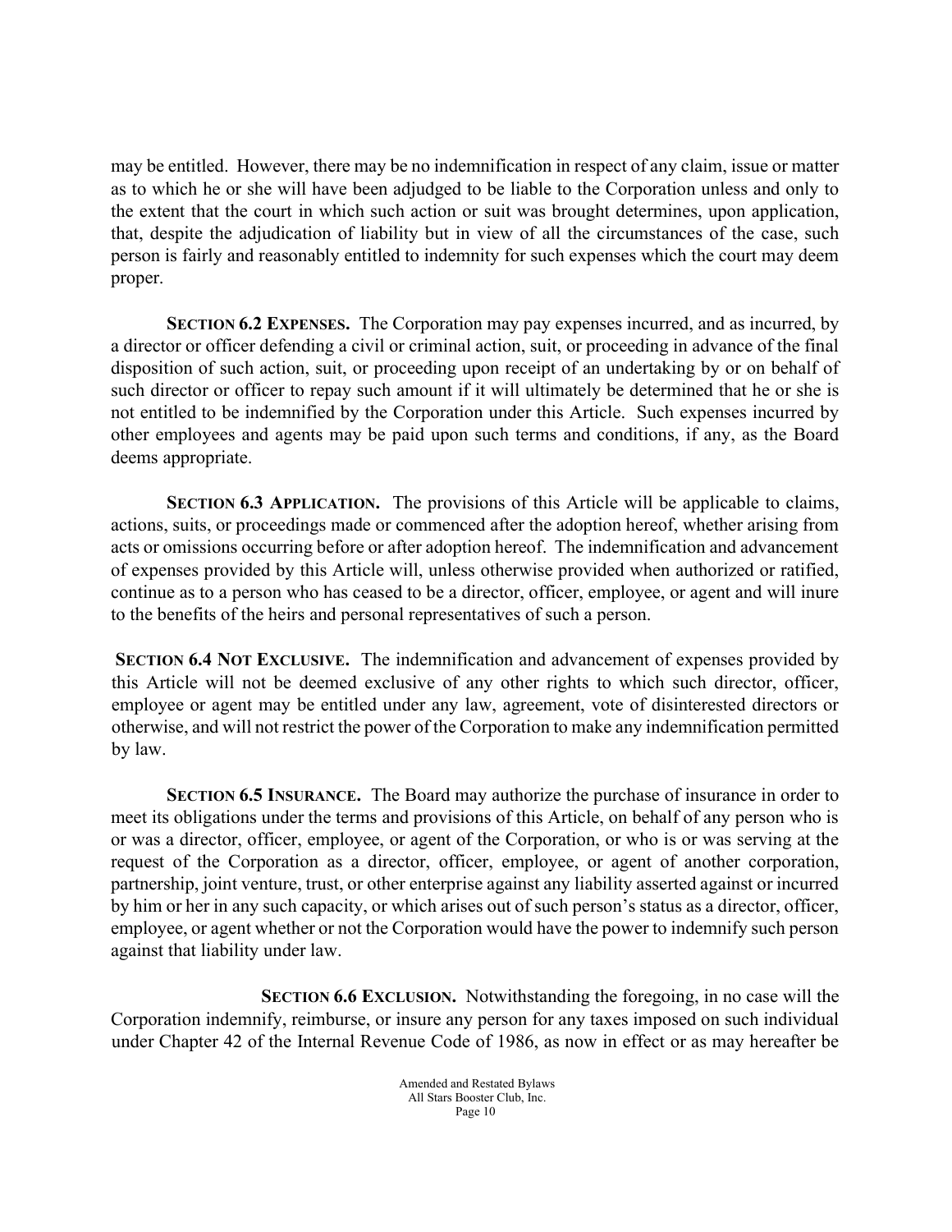may be entitled. However, there may be no indemnification in respect of any claim, issue or matter as to which he or she will have been adjudged to be liable to the Corporation unless and only to the extent that the court in which such action or suit was brought determines, upon application, that, despite the adjudication of liability but in view of all the circumstances of the case, such person is fairly and reasonably entitled to indemnity for such expenses which the court may deem proper.

**SECTION 6.2 EXPENSES.** The Corporation may pay expenses incurred, and as incurred, by a director or officer defending a civil or criminal action, suit, or proceeding in advance of the final disposition of such action, suit, or proceeding upon receipt of an undertaking by or on behalf of such director or officer to repay such amount if it will ultimately be determined that he or she is not entitled to be indemnified by the Corporation under this Article. Such expenses incurred by other employees and agents may be paid upon such terms and conditions, if any, as the Board deems appropriate.

**SECTION 6.3 APPLICATION.** The provisions of this Article will be applicable to claims, actions, suits, or proceedings made or commenced after the adoption hereof, whether arising from acts or omissions occurring before or after adoption hereof. The indemnification and advancement of expenses provided by this Article will, unless otherwise provided when authorized or ratified, continue as to a person who has ceased to be a director, officer, employee, or agent and will inure to the benefits of the heirs and personal representatives of such a person.

**SECTION 6.4 NOT EXCLUSIVE.** The indemnification and advancement of expenses provided by this Article will not be deemed exclusive of any other rights to which such director, officer, employee or agent may be entitled under any law, agreement, vote of disinterested directors or otherwise, and will not restrict the power of the Corporation to make any indemnification permitted by law.

**SECTION 6.5 INSURANCE.** The Board may authorize the purchase of insurance in order to meet its obligations under the terms and provisions of this Article, on behalf of any person who is or was a director, officer, employee, or agent of the Corporation, or who is or was serving at the request of the Corporation as a director, officer, employee, or agent of another corporation, partnership, joint venture, trust, or other enterprise against any liability asserted against or incurred by him or her in any such capacity, or which arises out of such person's status as a director, officer, employee, or agent whether or not the Corporation would have the power to indemnify such person against that liability under law.

**SECTION 6.6 EXCLUSION.** Notwithstanding the foregoing, in no case will the Corporation indemnify, reimburse, or insure any person for any taxes imposed on such individual under Chapter 42 of the Internal Revenue Code of 1986, as now in effect or as may hereafter be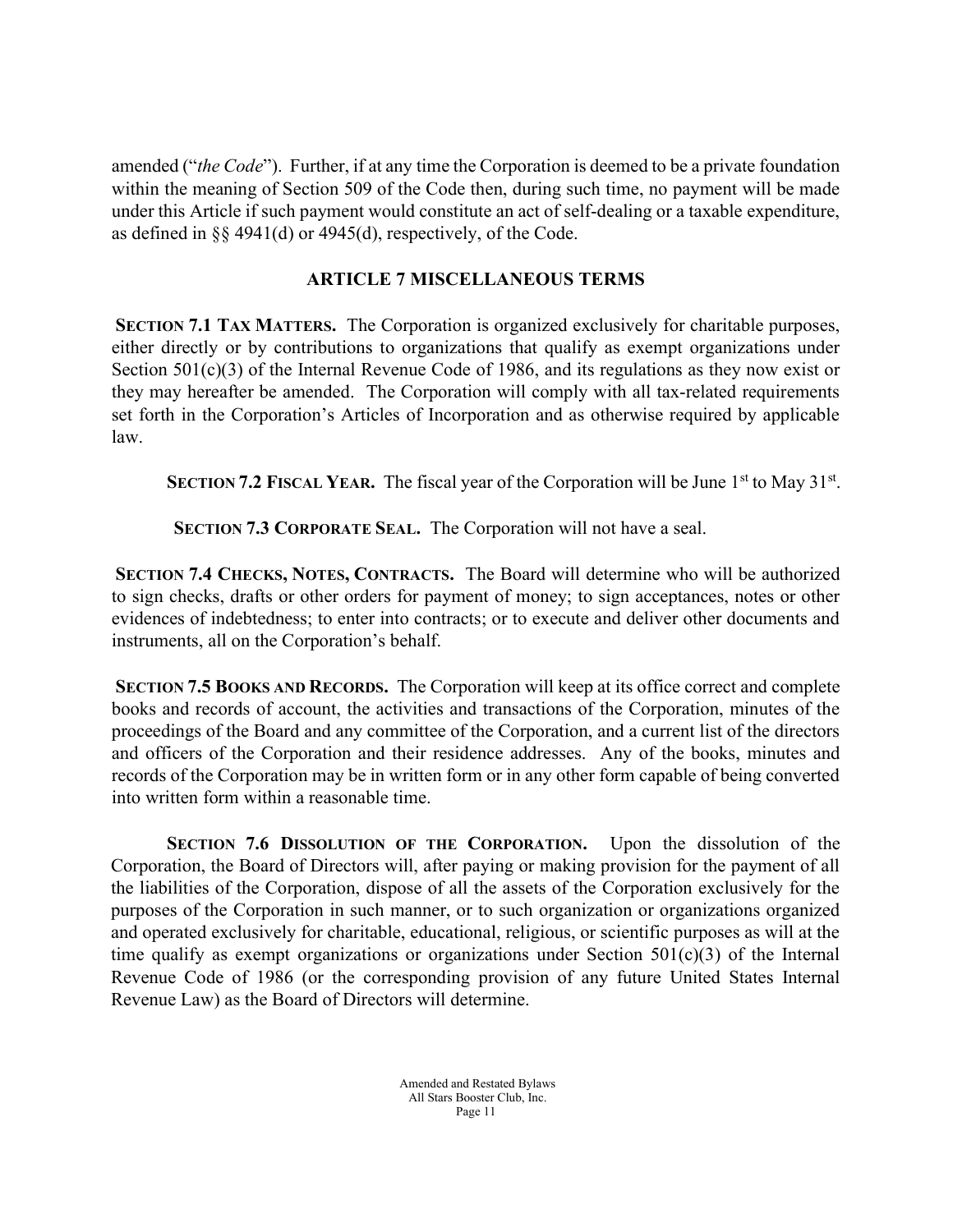amended ("*the Code*"). Further, if at any time the Corporation is deemed to be a private foundation within the meaning of Section 509 of the Code then, during such time, no payment will be made under this Article if such payment would constitute an act of self-dealing or a taxable expenditure, as defined in §§ 4941(d) or 4945(d), respectively, of the Code.

## ARTICLE 7 MISCELLANEOUS TERMS

**SECTION 7.1 TAX MATTERS.** The Corporation is organized exclusively for charitable purposes, either directly or by contributions to organizations that qualify as exempt organizations under Section 501(c)(3) of the Internal Revenue Code of 1986, and its regulations as they now exist or they may hereafter be amended. The Corporation will comply with all tax-related requirements set forth in the Corporation's Articles of Incorporation and as otherwise required by applicable law.

**SECTION 7.2 FISCAL YEAR.** The fiscal year of the Corporation will be June 1st to May 31st.

**SECTION 7.3 CORPORATE SEAL.** The Corporation will not have a seal.

**SECTION 7.4 CHECKS, NOTES, CONTRACTS.** The Board will determine who will be authorized to sign checks, drafts or other orders for payment of money; to sign acceptances, notes or other evidences of indebtedness; to enter into contracts; or to execute and deliver other documents and instruments, all on the Corporation's behalf.

**SECTION 7.5 BOOKS AND RECORDS.** The Corporation will keep at its office correct and complete books and records of account, the activities and transactions of the Corporation, minutes of the proceedings of the Board and any committee of the Corporation, and a current list of the directors and officers of the Corporation and their residence addresses. Any of the books, minutes and records of the Corporation may be in written form or in any other form capable of being converted into written form within a reasonable time.

**SECTION 7.6 DISSOLUTION OF THE CORPORATION.** Upon the dissolution of the Corporation, the Board of Directors will, after paying or making provision for the payment of all the liabilities of the Corporation, dispose of all the assets of the Corporation exclusively for the purposes of the Corporation in such manner, or to such organization or organizations organized and operated exclusively for charitable, educational, religious, or scientific purposes as will at the time qualify as exempt organizations or organizations under Section 501(c)(3) of the Internal Revenue Code of 1986 (or the corresponding provision of any future United States Internal Revenue Law) as the Board of Directors will determine.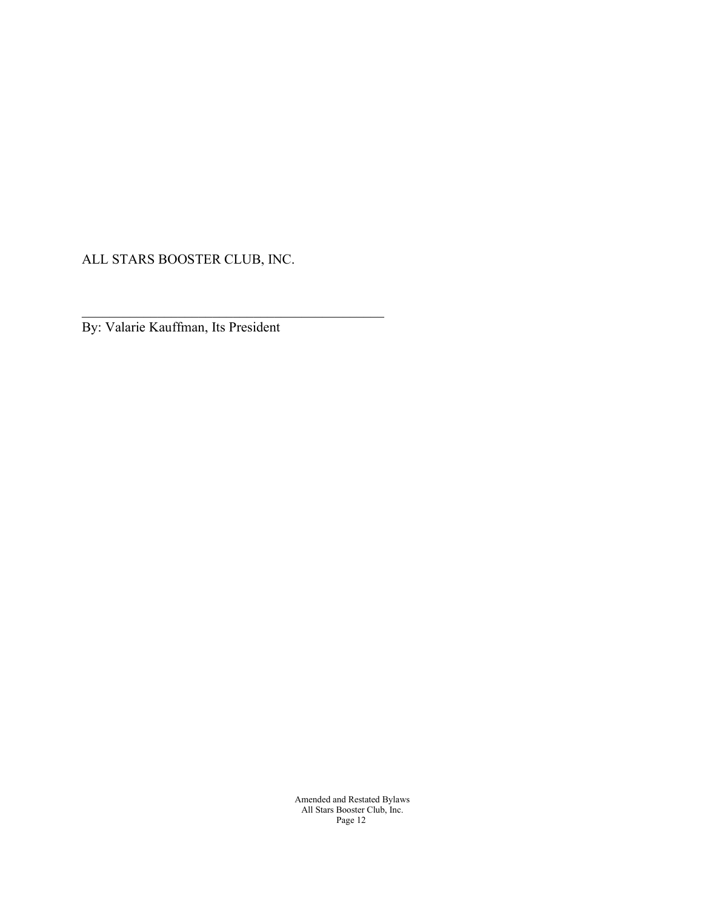ALL STARS BOOSTER CLUB, INC.

\_\_\_\_\_\_\_\_\_\_\_\_\_\_\_\_\_\_\_\_\_\_\_\_\_\_\_\_\_\_\_\_\_\_\_\_\_\_\_\_\_\_\_\_

By: Valarie Kauffman, Its President